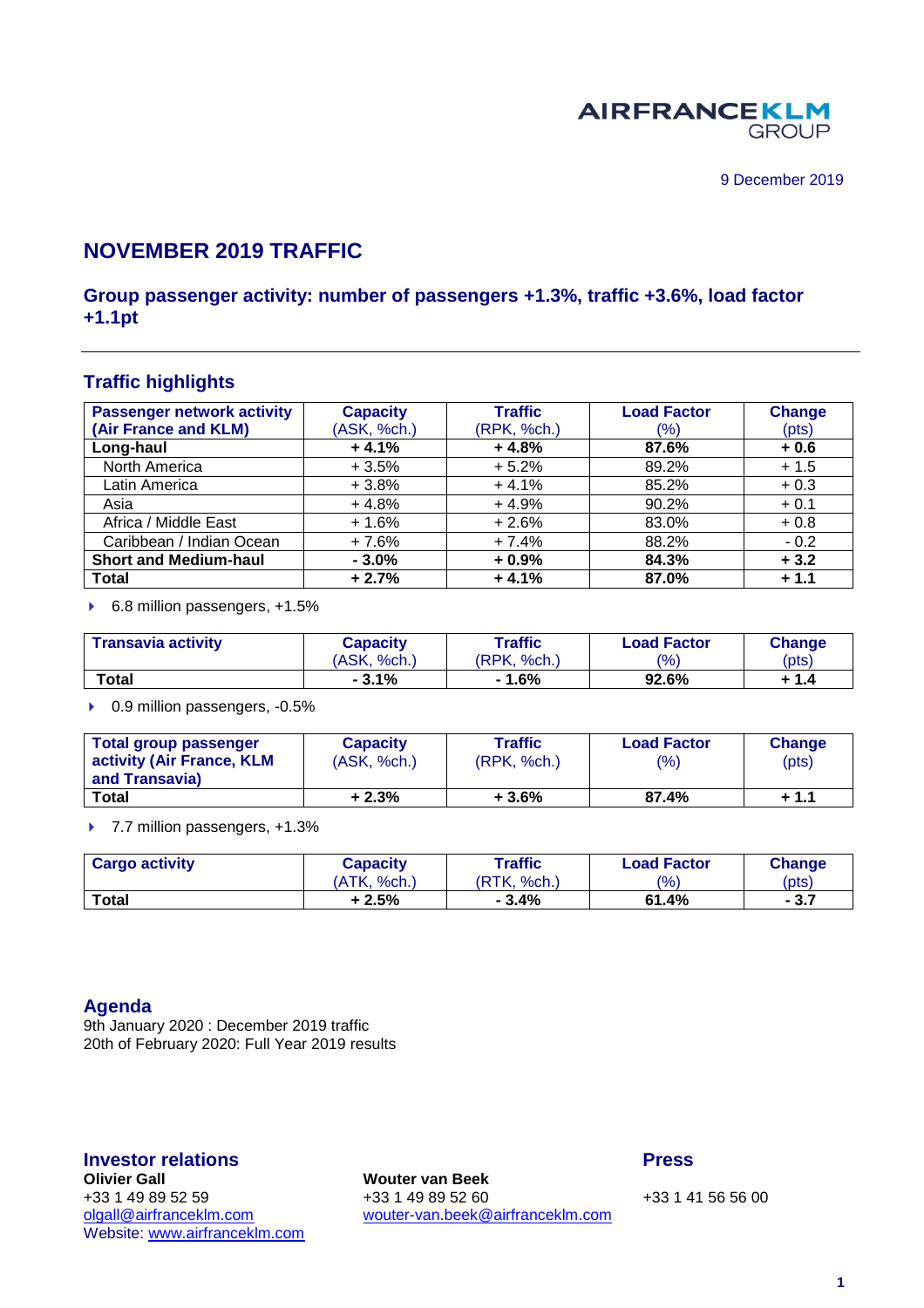AIRFRANCEKLM GROUP

9 December 2019

# NOVEMBER 2019 TRAFFIC

## Group passenger activity: number of passengers +1.3%, traffic +3.6%, load factor +1.1pt

## Traffic highlights

| Passenger network activity (Air France and KLM) | Capacity (ASK, %ch.) | Traffic (RPK, %ch.) | Load Factor (%) | Change (pts) |
|---|---|---|---|---|
| **Long-haul** | **+ 4.1%** | **+ 4.8%** | **87.6%** | **+ 0.6** |
| North America | + 3.5% | + 5.2% | 89.2% | + 1.5 |
| Latin America | + 3.8% | + 4.1% | 85.2% | + 0.3 |
| Asia | + 4.8% | + 4.9% | 90.2% | + 0.1 |
| Africa / Middle East | + 1.6% | + 2.6% | 83.0% | + 0.8 |
| Caribbean / Indian Ocean | + 7.6% | + 7.4% | 88.2% | - 0.2 |
| **Short and Medium-haul** | **- 3.0%** | **+ 0.9%** | **84.3%** | **+ 3.2** |
| **Total** | **+ 2.7%** | **+ 4.1%** | **87.0%** | **+ 1.1** |

- 6.8 million passengers, +1.5%

| Transavia activity | Capacity (ASK, %ch.) | Traffic (RPK, %ch.) | Load Factor (%) | Change (pts) |
|---|---|---|---|---|
| **Total** | **- 3.1%** | **- 1.6%** | **92.6%** | **+ 1.4** |

- 0.9 million passengers, -0.5%

| Total group passenger activity (Air France, KLM and Transavia) | Capacity (ASK, %ch.) | Traffic (RPK, %ch.) | Load Factor (%) | Change (pts) |
|---|---|---|---|---|
| **Total** | **+ 2.3%** | **+ 3.6%** | **87.4%** | **+ 1.1** |

- 7.7 million passengers, +1.3%

| Cargo activity | Capacity (ATK, %ch.) | Traffic (RTK, %ch.) | Load Factor (%) | Change (pts) |
|---|---|---|---|---|
| **Total** | **+ 2.5%** | **- 3.4%** | **61.4%** | **- 3.7** |

## Agenda

9th January 2020 : December 2019 traffic
20th of February 2020: Full Year 2019 results

## Investor relations

**Olivier Gall**
+33 1 49 89 52 59
olgall@airfranceklm.com
Website: www.airfranceklm.com

**Wouter van Beek**
+33 1 49 89 52 60
wouter-van.beek@airfranceklm.com

## Press

+33 1 41 56 56 00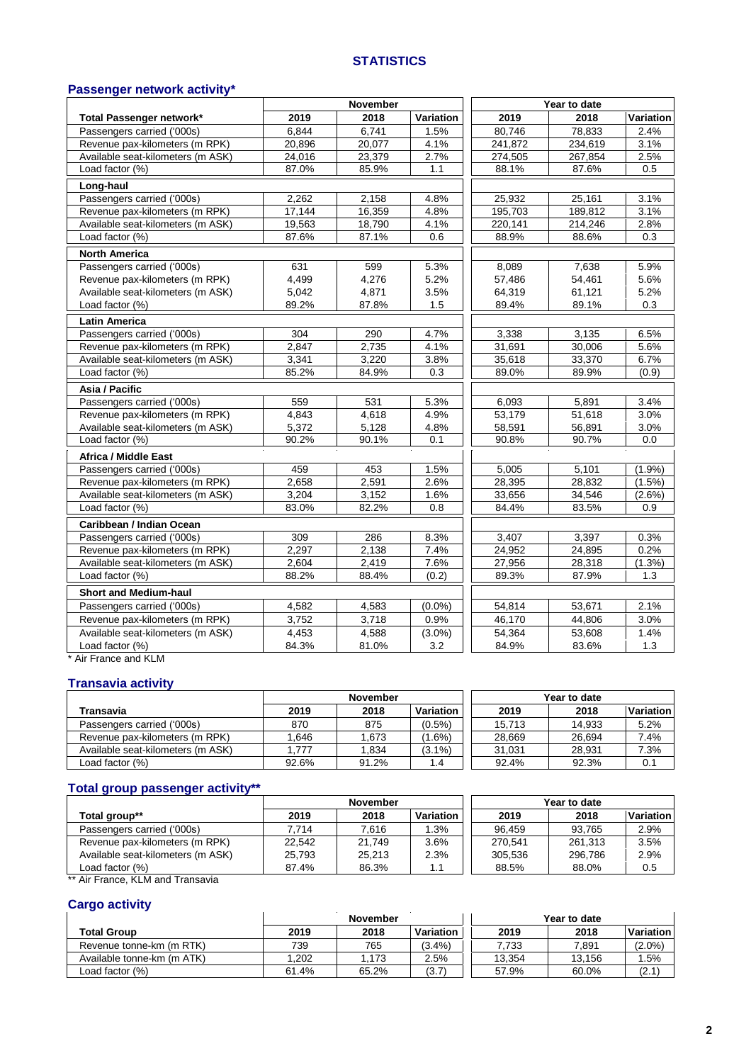# STATISTICS

## Passenger network activity*

| | November | | | Year to date | | |
|---|---|---|---|---|---|---|
| **Total Passenger network*** | **2019** | **2018** | **Variation** | **2019** | **2018** | **Variation** |
| Passengers carried ('000s) | 6,844 | 6,741 | 1.5% | 80,746 | 78,833 | 2.4% |
| Revenue pax-kilometers (m RPK) | 20,896 | 20,077 | 4.1% | 241,872 | 234,619 | 3.1% |
| Available seat-kilometers (m ASK) | 24,016 | 23,379 | 2.7% | 274,505 | 267,854 | 2.5% |
| Load factor (%) | 87.0% | 85.9% | 1.1 | 88.1% | 87.6% | 0.5 |
| **Long-haul** | | | | | | |
| Passengers carried ('000s) | 2,262 | 2,158 | 4.8% | 25,932 | 25,161 | 3.1% |
| Revenue pax-kilometers (m RPK) | 17,144 | 16,359 | 4.8% | 195,703 | 189,812 | 3.1% |
| Available seat-kilometers (m ASK) | 19,563 | 18,790 | 4.1% | 220,141 | 214,246 | 2.8% |
| Load factor (%) | 87.6% | 87.1% | 0.6 | 88.9% | 88.6% | 0.3 |
| **North America** | | | | | | |
| Passengers carried ('000s) | 631 | 599 | 5.3% | 8,089 | 7,638 | 5.9% |
| Revenue pax-kilometers (m RPK) | 4,499 | 4,276 | 5.2% | 57,486 | 54,461 | 5.6% |
| Available seat-kilometers (m ASK) | 5,042 | 4,871 | 3.5% | 64,319 | 61,121 | 5.2% |
| Load factor (%) | 89.2% | 87.8% | 1.5 | 89.4% | 89.1% | 0.3 |
| **Latin America** | | | | | | |
| Passengers carried ('000s) | 304 | 290 | 4.7% | 3,338 | 3,135 | 6.5% |
| Revenue pax-kilometers (m RPK) | 2,847 | 2,735 | 4.1% | 31,691 | 30,006 | 5.6% |
| Available seat-kilometers (m ASK) | 3,341 | 3,220 | 3.8% | 35,618 | 33,370 | 6.7% |
| Load factor (%) | 85.2% | 84.9% | 0.3 | 89.0% | 89.9% | (0.9) |
| **Asia / Pacific** | | | | | | |
| Passengers carried ('000s) | 559 | 531 | 5.3% | 6,093 | 5,891 | 3.4% |
| Revenue pax-kilometers (m RPK) | 4,843 | 4,618 | 4.9% | 53,179 | 51,618 | 3.0% |
| Available seat-kilometers (m ASK) | 5,372 | 5,128 | 4.8% | 58,591 | 56,891 | 3.0% |
| Load factor (%) | 90.2% | 90.1% | 0.1 | 90.8% | 90.7% | 0.0 |
| **Africa / Middle East** | | | | | | |
| Passengers carried ('000s) | 459 | 453 | 1.5% | 5,005 | 5,101 | (1.9%) |
| Revenue pax-kilometers (m RPK) | 2,658 | 2,591 | 2.6% | 28,395 | 28,832 | (1.5%) |
| Available seat-kilometers (m ASK) | 3,204 | 3,152 | 1.6% | 33,656 | 34,546 | (2.6%) |
| Load factor (%) | 83.0% | 82.2% | 0.8 | 84.4% | 83.5% | 0.9 |
| **Caribbean / Indian Ocean** | | | | | | |
| Passengers carried ('000s) | 309 | 286 | 8.3% | 3,407 | 3,397 | 0.3% |
| Revenue pax-kilometers (m RPK) | 2,297 | 2,138 | 7.4% | 24,952 | 24,895 | 0.2% |
| Available seat-kilometers (m ASK) | 2,604 | 2,419 | 7.6% | 27,956 | 28,318 | (1.3%) |
| Load factor (%) | 88.2% | 88.4% | (0.2) | 89.3% | 87.9% | 1.3 |
| **Short and Medium-haul** | | | | | | |
| Passengers carried ('000s) | 4,582 | 4,583 | (0.0%) | 54,814 | 53,671 | 2.1% |
| Revenue pax-kilometers (m RPK) | 3,752 | 3,718 | 0.9% | 46,170 | 44,806 | 3.0% |
| Available seat-kilometers (m ASK) | 4,453 | 4,588 | (3.0%) | 54,364 | 53,608 | 1.4% |
| Load factor (%) | 84.3% | 81.0% | 3.2 | 84.9% | 83.6% | 1.3 |

* Air France and KLM

## Transavia activity

| | November | | | Year to date | | |
|---|---|---|---|---|---|---|
| **Transavia** | **2019** | **2018** | **Variation** | **2019** | **2018** | **Variation** |
| Passengers carried ('000s) | 870 | 875 | (0.5%) | 15,713 | 14,933 | 5.2% |
| Revenue pax-kilometers (m RPK) | 1,646 | 1,673 | (1.6%) | 28,669 | 26,694 | 7.4% |
| Available seat-kilometers (m ASK) | 1,777 | 1,834 | (3.1%) | 31,031 | 28,931 | 7.3% |
| Load factor (%) | 92.6% | 91.2% | 1.4 | 92.4% | 92.3% | 0.1 |

## Total group passenger activity**

| | November | | | Year to date | | |
|---|---|---|---|---|---|---|
| **Total group**** | **2019** | **2018** | **Variation** | **2019** | **2018** | **Variation** |
| Passengers carried ('000s) | 7,714 | 7,616 | 1.3% | 96,459 | 93,765 | 2.9% |
| Revenue pax-kilometers (m RPK) | 22,542 | 21,749 | 3.6% | 270,541 | 261,313 | 3.5% |
| Available seat-kilometers (m ASK) | 25,793 | 25,213 | 2.3% | 305,536 | 296,786 | 2.9% |
| Load factor (%) | 87.4% | 86.3% | 1.1 | 88.5% | 88.0% | 0.5 |

** Air France, KLM and Transavia

## Cargo activity

| | November | | | Year to date | | |
|---|---|---|---|---|---|---|
| **Total Group** | **2019** | **2018** | **Variation** | **2019** | **2018** | **Variation** |
| Revenue tonne-km (m RTK) | 739 | 765 | (3.4%) | 7,733 | 7,891 | (2.0%) |
| Available tonne-km (m ATK) | 1,202 | 1,173 | 2.5% | 13,354 | 13,156 | 1.5% |
| Load factor (%) | 61.4% | 65.2% | (3.7) | 57.9% | 60.0% | (2.1) |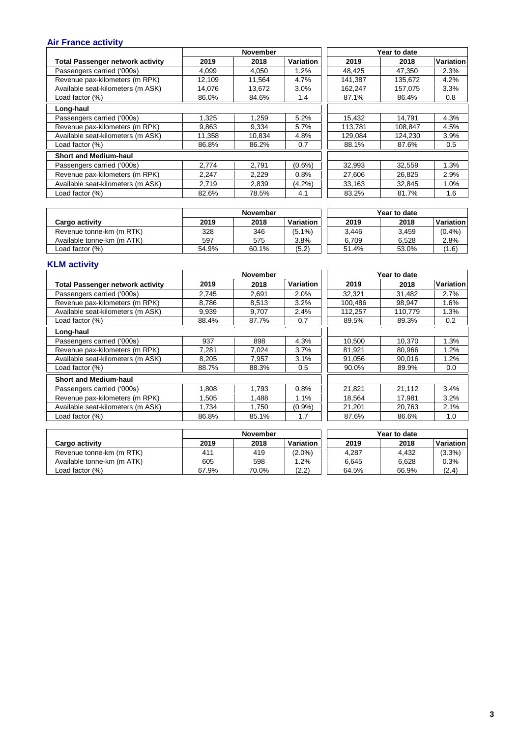## Air France activity

| | November | | | Year to date | | |
|---|---|---|---|---|---|---|
| **Total Passenger network activity** | **2019** | **2018** | **Variation** | **2019** | **2018** | **Variation** |
| Passengers carried ('000s) | 4,099 | 4,050 | 1.2% | 48,425 | 47,350 | 2.3% |
| Revenue pax-kilometers (m RPK) | 12,109 | 11,564 | 4.7% | 141,387 | 135,672 | 4.2% |
| Available seat-kilometers (m ASK) | 14,076 | 13,672 | 3.0% | 162,247 | 157,075 | 3.3% |
| Load factor (%) | 86.0% | 84.6% | 1.4 | 87.1% | 86.4% | 0.8 |
| **Long-haul** | | | | | | |
| Passengers carried ('000s) | 1,325 | 1,259 | 5.2% | 15,432 | 14,791 | 4.3% |
| Revenue pax-kilometers (m RPK) | 9,863 | 9,334 | 5.7% | 113,781 | 108,847 | 4.5% |
| Available seat-kilometers (m ASK) | 11,358 | 10,834 | 4.8% | 129,084 | 124,230 | 3.9% |
| Load factor (%) | 86.8% | 86.2% | 0.7 | 88.1% | 87.6% | 0.5 |
| **Short and Medium-haul** | | | | | | |
| Passengers carried ('000s) | 2,774 | 2,791 | (0.6%) | 32,993 | 32,559 | 1.3% |
| Revenue pax-kilometers (m RPK) | 2,247 | 2,229 | 0.8% | 27,606 | 26,825 | 2.9% |
| Available seat-kilometers (m ASK) | 2,719 | 2,839 | (4.2%) | 33,163 | 32,845 | 1.0% |
| Load factor (%) | 82.6% | 78.5% | 4.1 | 83.2% | 81.7% | 1.6 |

| | November | | | Year to date | | |
|---|---|---|---|---|---|---|
| **Cargo activity** | **2019** | **2018** | **Variation** | **2019** | **2018** | **Variation** |
| Revenue tonne-km (m RTK) | 328 | 346 | (5.1%) | 3,446 | 3,459 | (0.4%) |
| Available tonne-km (m ATK) | 597 | 575 | 3.8% | 6,709 | 6,528 | 2.8% |
| Load factor (%) | 54.9% | 60.1% | (5.2) | 51.4% | 53.0% | (1.6) |

## KLM activity

| | November | | | Year to date | | |
|---|---|---|---|---|---|---|
| **Total Passenger network activity** | **2019** | **2018** | **Variation** | **2019** | **2018** | **Variation** |
| Passengers carried ('000s) | 2,745 | 2,691 | 2.0% | 32,321 | 31,482 | 2.7% |
| Revenue pax-kilometers (m RPK) | 8,786 | 8,513 | 3.2% | 100,486 | 98,947 | 1.6% |
| Available seat-kilometers (m ASK) | 9,939 | 9,707 | 2.4% | 112,257 | 110,779 | 1.3% |
| Load factor (%) | 88.4% | 87.7% | 0.7 | 89.5% | 89.3% | 0.2 |
| **Long-haul** | | | | | | |
| Passengers carried ('000s) | 937 | 898 | 4.3% | 10,500 | 10,370 | 1.3% |
| Revenue pax-kilometers (m RPK) | 7,281 | 7,024 | 3.7% | 81,921 | 80,966 | 1.2% |
| Available seat-kilometers (m ASK) | 8,205 | 7,957 | 3.1% | 91,056 | 90,016 | 1.2% |
| Load factor (%) | 88.7% | 88.3% | 0.5 | 90.0% | 89.9% | 0.0 |
| **Short and Medium-haul** | | | | | | |
| Passengers carried ('000s) | 1,808 | 1,793 | 0.8% | 21,821 | 21,112 | 3.4% |
| Revenue pax-kilometers (m RPK) | 1,505 | 1,488 | 1.1% | 18,564 | 17,981 | 3.2% |
| Available seat-kilometers (m ASK) | 1,734 | 1,750 | (0.9%) | 21,201 | 20,763 | 2.1% |
| Load factor (%) | 86.8% | 85.1% | 1.7 | 87.6% | 86.6% | 1.0 |

| | November | | | Year to date | | |
|---|---|---|---|---|---|---|
| **Cargo activity** | **2019** | **2018** | **Variation** | **2019** | **2018** | **Variation** |
| Revenue tonne-km (m RTK) | 411 | 419 | (2.0%) | 4,287 | 4,432 | (3.3%) |
| Available tonne-km (m ATK) | 605 | 598 | 1.2% | 6,645 | 6,628 | 0.3% |
| Load factor (%) | 67.9% | 70.0% | (2.2) | 64.5% | 66.9% | (2.4) |